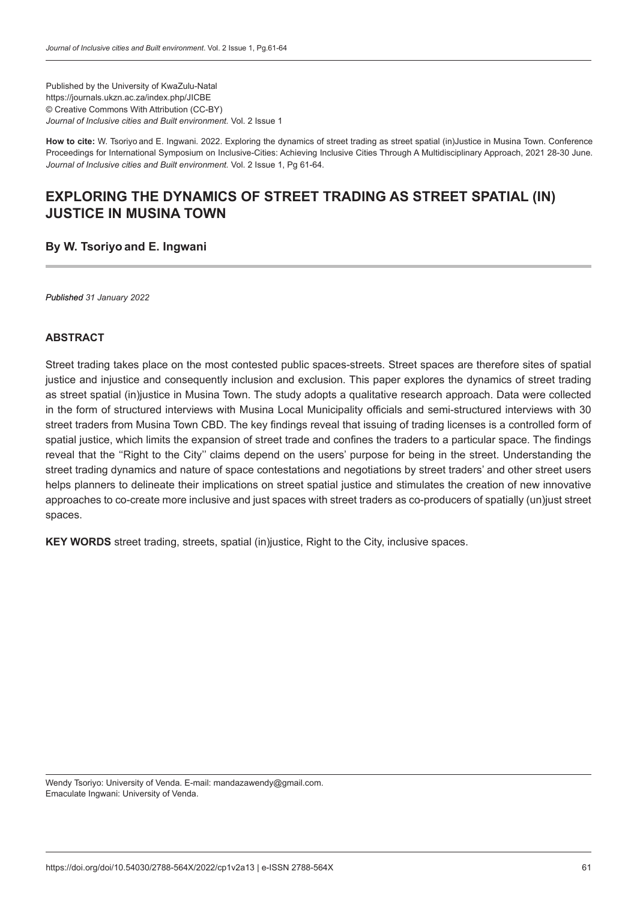Published by the University of KwaZulu-Natal
https://journals.ukzn.ac.za/index.php/JICBE
© Creative Commons With Attribution (CC-BY)
*Journal of Inclusive cities and Built environment.* Vol. 2 Issue 1

**How to cite:** W. Tsoriyo and E. Ingwani. 2022. Exploring the dynamics of street trading as street spatial (in)Justice in Musina Town. Conference Proceedings for International Symposium on Inclusive-Cities: Achieving Inclusive Cities Through A Multidisciplinary Approach, 2021 28-30 June. *Journal of Inclusive cities and Built environment.* Vol. 2 Issue 1, Pg 61-64.

# EXPLORING THE DYNAMICS OF STREET TRADING AS STREET SPATIAL (IN) JUSTICE IN MUSINA TOWN

**By W. Tsoriyo and E. Ingwani**

***Published** 31 January 2022*

## ABSTRACT

Street trading takes place on the most contested public spaces-streets. Street spaces are therefore sites of spatial justice and injustice and consequently inclusion and exclusion. This paper explores the dynamics of street trading as street spatial (in)justice in Musina Town. The study adopts a qualitative research approach. Data were collected in the form of structured interviews with Musina Local Municipality officials and semi-structured interviews with 30 street traders from Musina Town CBD. The key findings reveal that issuing of trading licenses is a controlled form of spatial justice, which limits the expansion of street trade and confines the traders to a particular space. The findings reveal that the ''Right to the City'' claims depend on the users' purpose for being in the street. Understanding the street trading dynamics and nature of space contestations and negotiations by street traders' and other street users helps planners to delineate their implications on street spatial justice and stimulates the creation of new innovative approaches to co-create more inclusive and just spaces with street traders as co-producers of spatially (un)just street spaces.

**KEY WORDS** street trading, streets, spatial (in)justice, Right to the City, inclusive spaces.

Wendy Tsoriyo: University of Venda. E-mail: mandazawendy@gmail.com.
Emaculate Ingwani: University of Venda.

https://doi.org/doi/10.54030/2788-564X/2022/cp1v2a13 | e-ISSN 2788-564X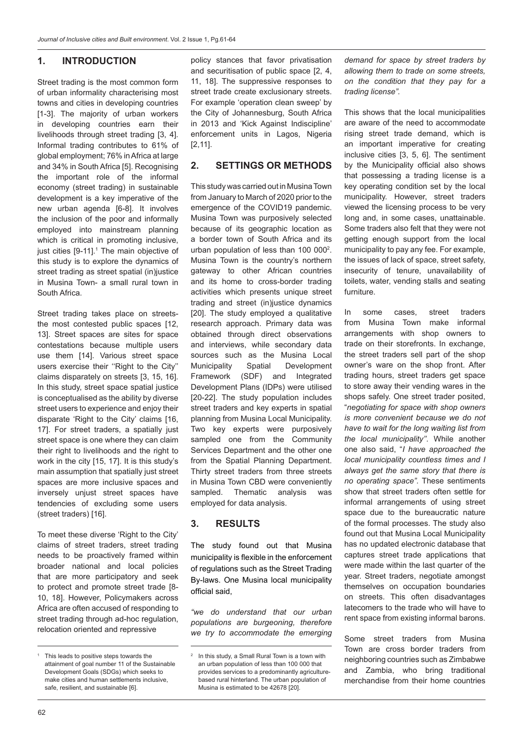## 1. INTRODUCTION

Street trading is the most common form of urban informality characterising most towns and cities in developing countries [1-3]. The majority of urban workers in developing countries earn their livelihoods through street trading [3, 4]. Informal trading contributes to 61% of global employment; 76% in Africa at large and 34% in South Africa [5]. Recognising the important role of the informal economy (street trading) in sustainable development is a key imperative of the new urban agenda [6-8]. It involves the inclusion of the poor and informally employed into mainstream planning which is critical in promoting inclusive, just cities [9-11].[1] The main objective of this study is to explore the dynamics of street trading as street spatial (in)justice in Musina Town- a small rural town in South Africa.

Street trading takes place on streets- the most contested public spaces [12, 13]. Street spaces are sites for space contestations because multiple users use them [14]. Various street space users exercise their ''Right to the City'' claims disparately on streets [3, 15, 16]. In this study, street space spatial justice is conceptualised as the ability by diverse street users to experience and enjoy their disparate 'Right to the City' claims [16, 17]. For street traders, a spatially just street space is one where they can claim their right to livelihoods and the right to work in the city [15, 17]. It is this study's main assumption that spatially just street spaces are more inclusive spaces and inversely unjust street spaces have tendencies of excluding some users (street traders) [16].

To meet these diverse 'Right to the City' claims of street traders, street trading needs to be proactively framed within broader national and local policies that are more participatory and seek to protect and promote street trade [8-10, 18]. However, Policymakers across Africa are often accused of responding to street trading through ad-hoc regulation, relocation oriented and repressive policy stances that favor privatisation and securitisation of public space [2, 4, 11, 18]. The suppressive responses to street trade create exclusionary streets. For example 'operation clean sweep' by the City of Johannesburg, South Africa in 2013 and 'Kick Against Indiscipline' enforcement units in Lagos, Nigeria [2,11].

## 2. SETTINGS OR METHODS

This study was carried out in Musina Town from January to March of 2020 prior to the emergence of the COVID19 pandemic. Musina Town was purposively selected because of its geographic location as a border town of South Africa and its urban population of less than 100 000[2]. Musina Town is the country's northern gateway to other African countries and its home to cross-border trading activities which presents unique street trading and street (in)justice dynamics [20]. The study employed a qualitative research approach. Primary data was obtained through direct observations and interviews, while secondary data sources such as the Musina Local Municipality Spatial Development Framework (SDF) and Integrated Development Plans (IDPs) were utilised [20-22]. The study population includes street traders and key experts in spatial planning from Musina Local Municipality. Two key experts were purposively sampled one from the Community Services Department and the other one from the Spatial Planning Department. Thirty street traders from three streets in Musina Town CBD were conveniently sampled. Thematic analysis was employed for data analysis.

## 3. RESULTS

The study found out that Musina municipality is flexible in the enforcement of regulations such as the Street Trading By-laws. One Musina local municipality official said,

*"we do understand that our urban populations are burgeoning, therefore we try to accommodate the emerging demand for space by street traders by allowing them to trade on some streets, on the condition that they pay for a trading license".*

This shows that the local municipalities are aware of the need to accommodate rising street trade demand, which is an important imperative for creating inclusive cities [3, 5, 6]. The sentiment by the Municipality official also shows that possessing a trading license is a key operating condition set by the local municipality. However, street traders viewed the licensing process to be very long and, in some cases, unattainable. Some traders also felt that they were not getting enough support from the local municipality to pay any fee. For example, the issues of lack of space, street safety, insecurity of tenure, unavailability of toilets, water, vending stalls and seating furniture.

In some cases, street traders from Musina Town make informal arrangements with shop owners to trade on their storefronts. In exchange, the street traders sell part of the shop owner's ware on the shop front. After trading hours, street traders get space to store away their vending wares in the shops safely. One street trader posited, "*negotiating for space with shop owners is more convenient because we do not have to wait for the long waiting list from the local municipality''*. While another one also said, "*I have approached the local municipality countless times and I always get the same story that there is no operating space"*. These sentiments show that street traders often settle for informal arrangements of using street space due to the bureaucratic nature of the formal processes. The study also found out that Musina Local Municipality has no updated electronic database that captures street trade applications that were made within the last quarter of the year. Street traders, negotiate amongst themselves on occupation boundaries on streets. This often disadvantages latecomers to the trade who will have to rent space from existing informal barons.

Some street traders from Musina Town are cross border traders from neighboring countries such as Zimbabwe and Zambia, who bring traditional merchandise from their home countries

[1] This leads to positive steps towards the attainment of goal number 11 of the Sustainable Development Goals (SDGs) which seeks to make cities and human settlements inclusive, safe, resilient, and sustainable [6].

[2] In this study, a Small Rural Town is a town with an urban population of less than 100 000 that provides services to a predominantly agriculture-based rural hinterland. The urban population of Musina is estimated to be 42678 [20].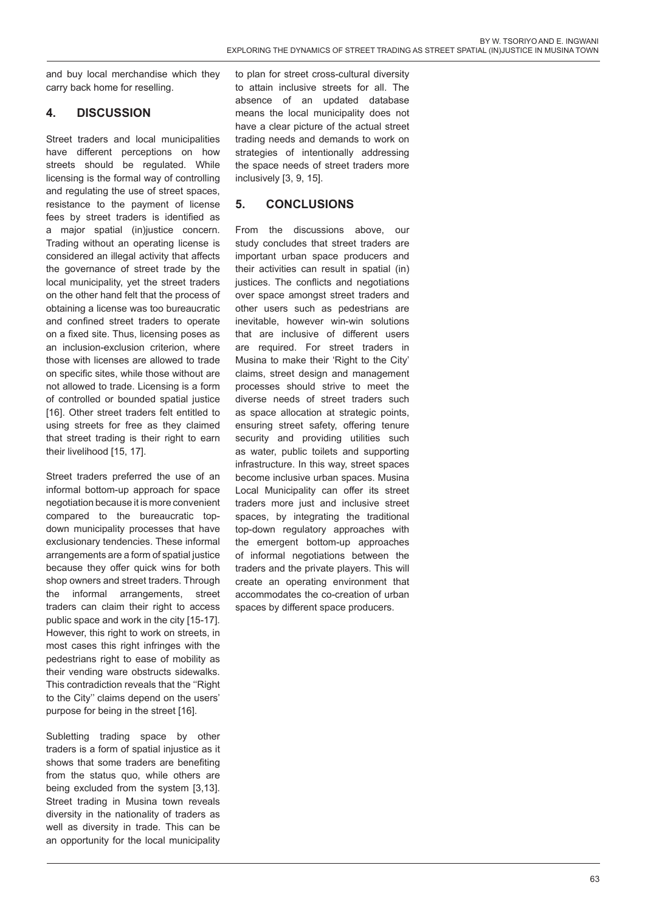and buy local merchandise which they carry back home for reselling.

## 4. DISCUSSION

Street traders and local municipalities have different perceptions on how streets should be regulated. While licensing is the formal way of controlling and regulating the use of street spaces, resistance to the payment of license fees by street traders is identified as a major spatial (in)justice concern. Trading without an operating license is considered an illegal activity that affects the governance of street trade by the local municipality, yet the street traders on the other hand felt that the process of obtaining a license was too bureaucratic and confined street traders to operate on a fixed site. Thus, licensing poses as an inclusion-exclusion criterion, where those with licenses are allowed to trade on specific sites, while those without are not allowed to trade. Licensing is a form of controlled or bounded spatial justice [16]. Other street traders felt entitled to using streets for free as they claimed that street trading is their right to earn their livelihood [15, 17].

Street traders preferred the use of an informal bottom-up approach for space negotiation because it is more convenient compared to the bureaucratic top-down municipality processes that have exclusionary tendencies. These informal arrangements are a form of spatial justice because they offer quick wins for both shop owners and street traders. Through the informal arrangements, street traders can claim their right to access public space and work in the city [15-17]. However, this right to work on streets, in most cases this right infringes with the pedestrians right to ease of mobility as their vending ware obstructs sidewalks. This contradiction reveals that the ''Right to the City'' claims depend on the users' purpose for being in the street [16].

Subletting trading space by other traders is a form of spatial injustice as it shows that some traders are benefiting from the status quo, while others are being excluded from the system [3,13]. Street trading in Musina town reveals diversity in the nationality of traders as well as diversity in trade. This can be an opportunity for the local municipality to plan for street cross-cultural diversity to attain inclusive streets for all. The absence of an updated database means the local municipality does not have a clear picture of the actual street trading needs and demands to work on strategies of intentionally addressing the space needs of street traders more inclusively [3, 9, 15].

## 5. CONCLUSIONS

From the discussions above, our study concludes that street traders are important urban space producers and their activities can result in spatial (in) justices. The conflicts and negotiations over space amongst street traders and other users such as pedestrians are inevitable, however win-win solutions that are inclusive of different users are required. For street traders in Musina to make their 'Right to the City' claims, street design and management processes should strive to meet the diverse needs of street traders such as space allocation at strategic points, ensuring street safety, offering tenure security and providing utilities such as water, public toilets and supporting infrastructure. In this way, street spaces become inclusive urban spaces. Musina Local Municipality can offer its street traders more just and inclusive street spaces, by integrating the traditional top-down regulatory approaches with the emergent bottom-up approaches of informal negotiations between the traders and the private players. This will create an operating environment that accommodates the co-creation of urban spaces by different space producers.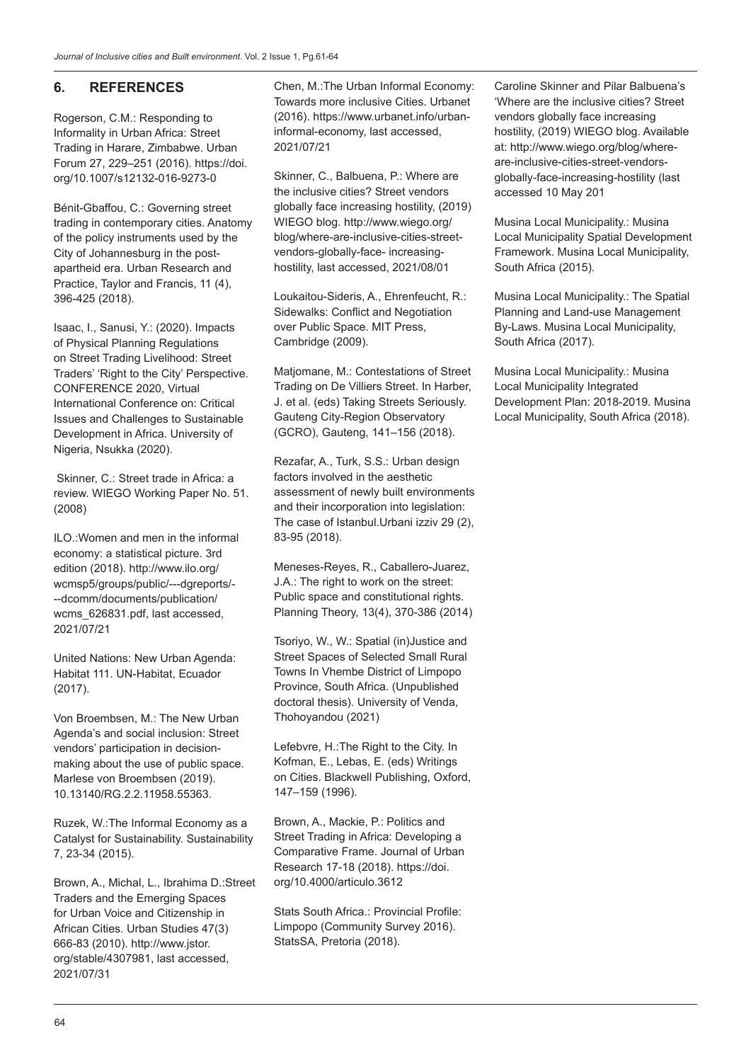## 6. REFERENCES

Rogerson, C.M.: Responding to Informality in Urban Africa: Street Trading in Harare, Zimbabwe. Urban Forum 27, 229–251 (2016). https://doi.org/10.1007/s12132-016-9273-0

Bénit-Gbaffou, C.: Governing street trading in contemporary cities. Anatomy of the policy instruments used by the City of Johannesburg in the post-apartheid era. Urban Research and Practice, Taylor and Francis, 11 (4), 396-425 (2018).

Isaac, I., Sanusi, Y.: (2020). Impacts of Physical Planning Regulations on Street Trading Livelihood: Street Traders' 'Right to the City' Perspective. CONFERENCE 2020, Virtual International Conference on: Critical Issues and Challenges to Sustainable Development in Africa. University of Nigeria, Nsukka (2020).

Skinner, C.: Street trade in Africa: a review. WIEGO Working Paper No. 51. (2008)

ILO.:Women and men in the informal economy: a statistical picture. 3rd edition (2018). http://www.ilo.org/wcmsp5/groups/public/---dgreports/---dcomm/documents/publication/wcms_626831.pdf, last accessed, 2021/07/21

United Nations: New Urban Agenda: Habitat 111. UN-Habitat, Ecuador (2017).

Von Broembsen, M.: The New Urban Agenda's and social inclusion: Street vendors' participation in decision-making about the use of public space. Marlese von Broembsen (2019). 10.13140/RG.2.2.11958.55363.

Ruzek, W.:The Informal Economy as a Catalyst for Sustainability. Sustainability 7, 23-34 (2015).

Brown, A., Michal, L., Ibrahima D.:Street Traders and the Emerging Spaces for Urban Voice and Citizenship in African Cities. Urban Studies 47(3) 666-83 (2010). http://www.jstor.org/stable/4307981, last accessed, 2021/07/31

Chen, M.:The Urban Informal Economy: Towards more inclusive Cities. Urbanet (2016). https://www.urbanet.info/urban-informal-economy, last accessed, 2021/07/21

Skinner, C., Balbuena, P.: Where are the inclusive cities? Street vendors globally face increasing hostility, (2019) WIEGO blog. http://www.wiego.org/blog/where-are-inclusive-cities-street-vendors-globally-face- increasing-hostility, last accessed, 2021/08/01

Loukaitou-Sideris, A., Ehrenfeucht, R.: Sidewalks: Conflict and Negotiation over Public Space. MIT Press, Cambridge (2009).

Matjomane, M.: Contestations of Street Trading on De Villiers Street. In Harber, J. et al. (eds) Taking Streets Seriously. Gauteng City-Region Observatory (GCRO), Gauteng, 141–156 (2018).

Rezafar, A., Turk, S.S.: Urban design factors involved in the aesthetic assessment of newly built environments and their incorporation into legislation: The case of Istanbul.Urbani izziv 29 (2), 83-95 (2018).

Meneses-Reyes, R., Caballero-Juarez, J.A.: The right to work on the street: Public space and constitutional rights. Planning Theory, 13(4), 370-386 (2014)

Tsoriyo, W., W.: Spatial (in)Justice and Street Spaces of Selected Small Rural Towns In Vhembe District of Limpopo Province, South Africa. (Unpublished doctoral thesis). University of Venda, Thohoyandou (2021)

Lefebvre, H.:The Right to the City. In Kofman, E., Lebas, E. (eds) Writings on Cities. Blackwell Publishing, Oxford, 147–159 (1996).

Brown, A., Mackie, P.: Politics and Street Trading in Africa: Developing a Comparative Frame. Journal of Urban Research 17-18 (2018). https://doi.org/10.4000/articulo.3612

Stats South Africa.: Provincial Profile: Limpopo (Community Survey 2016). StatsSA, Pretoria (2018).

Caroline Skinner and Pilar Balbuena's 'Where are the inclusive cities? Street vendors globally face increasing hostility, (2019) WIEGO blog. Available at: http://www.wiego.org/blog/where-are-inclusive-cities-street-vendors-globally-face-increasing-hostility (last accessed 10 May 201

Musina Local Municipality.: Musina Local Municipality Spatial Development Framework. Musina Local Municipality, South Africa (2015).

Musina Local Municipality.: The Spatial Planning and Land-use Management By-Laws. Musina Local Municipality, South Africa (2017).

Musina Local Municipality.: Musina Local Municipality Integrated Development Plan: 2018-2019. Musina Local Municipality, South Africa (2018).